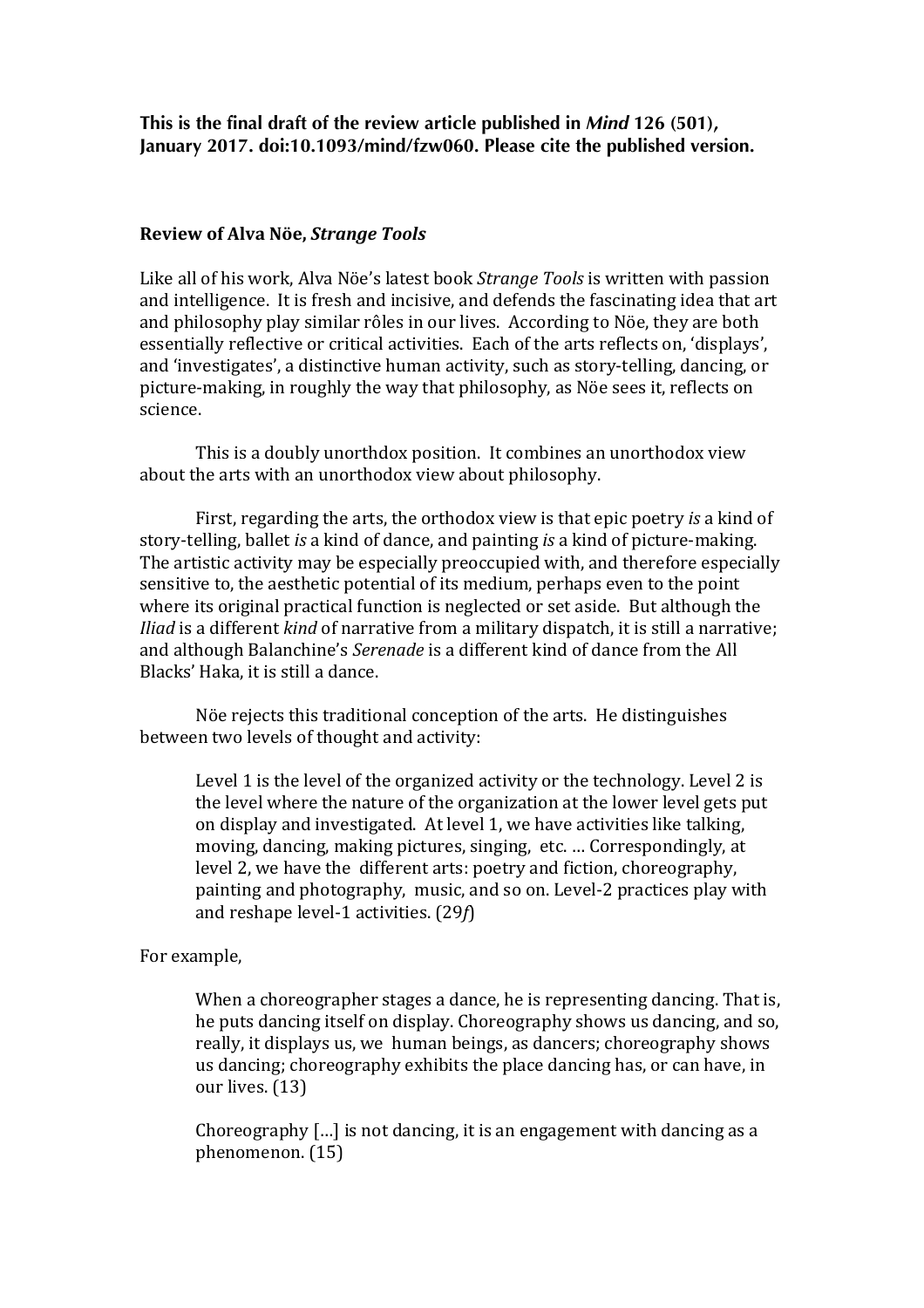**This is the final draft of the review article published in *Mind* 126 (501), January 2017. doi:10.1093/mind/fzw060. Please cite the published version.**

**Review of Alva Nöe, *Strange Tools***

Like all of his work, Alva Nöe's latest book *Strange Tools* is written with passion and intelligence. It is fresh and incisive, and defends the fascinating idea that art and philosophy play similar rôles in our lives. According to Nöe, they are both essentially reflective or critical activities. Each of the arts reflects on, 'displays', and 'investigates', a distinctive human activity, such as story-telling, dancing, or picture-making, in roughly the way that philosophy, as Nöe sees it, reflects on science.

This is a doubly unorthodox position. It combines an unorthodox view about the arts with an unorthodox view about philosophy.

First, regarding the arts, the orthodox view is that epic poetry *is* a kind of story-telling, ballet *is* a kind of dance, and painting *is* a kind of picture-making. The artistic activity may be especially preoccupied with, and therefore especially sensitive to, the aesthetic potential of its medium, perhaps even to the point where its original practical function is neglected or set aside. But although the *Iliad* is a different *kind* of narrative from a military dispatch, it is still a narrative; and although Balanchine's *Serenade* is a different kind of dance from the All Blacks' Haka, it is still a dance.

Nöe rejects this traditional conception of the arts. He distinguishes between two levels of thought and activity:

> Level 1 is the level of the organized activity or the technology. Level 2 is the level where the nature of the organization at the lower level gets put on display and investigated. At level 1, we have activities like talking, moving, dancing, making pictures, singing, etc. … Correspondingly, at level 2, we have the different arts: poetry and fiction, choreography, painting and photography, music, and so on. Level-2 practices play with and reshape level-1 activities. (29*f*)

For example,

> When a choreographer stages a dance, he is representing dancing. That is, he puts dancing itself on display. Choreography shows us dancing, and so, really, it displays us, we human beings, as dancers; choreography shows us dancing; choreography exhibits the place dancing has, or can have, in our lives. (13)
>
> Choreography […] is not dancing, it is an engagement with dancing as a phenomenon. (15)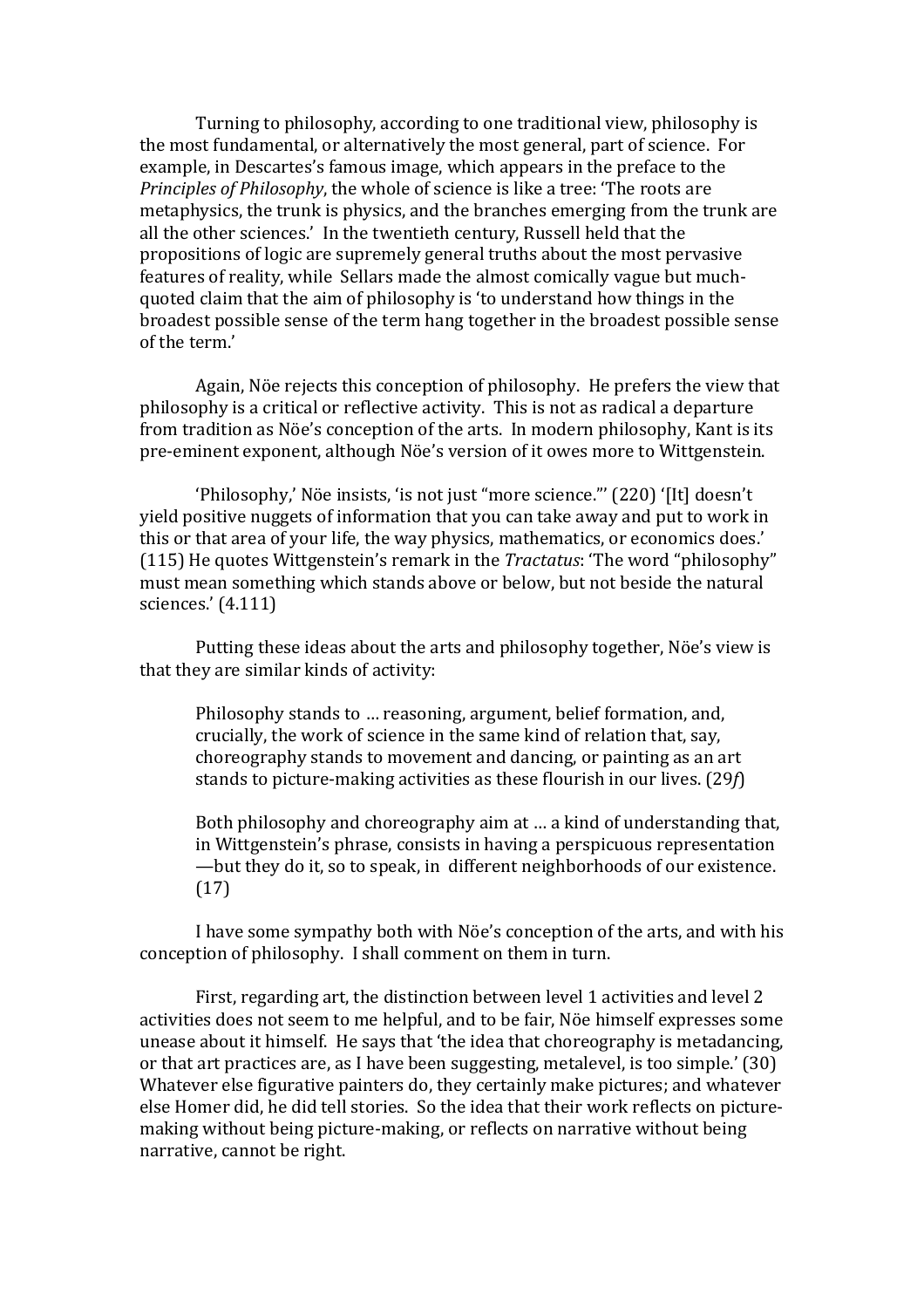Turning to philosophy, according to one traditional view, philosophy is the most fundamental, or alternatively the most general, part of science. For example, in Descartes's famous image, which appears in the preface to the *Principles of Philosophy*, the whole of science is like a tree: 'The roots are metaphysics, the trunk is physics, and the branches emerging from the trunk are all the other sciences.' In the twentieth century, Russell held that the propositions of logic are supremely general truths about the most pervasive features of reality, while Sellars made the almost comically vague but much-quoted claim that the aim of philosophy is 'to understand how things in the broadest possible sense of the term hang together in the broadest possible sense of the term.'

Again, Nöe rejects this conception of philosophy. He prefers the view that philosophy is a critical or reflective activity. This is not as radical a departure from tradition as Nöe's conception of the arts. In modern philosophy, Kant is its pre-eminent exponent, although Nöe's version of it owes more to Wittgenstein.

'Philosophy,' Nöe insists, 'is not just "more science."' (220) '[It] doesn't yield positive nuggets of information that you can take away and put to work in this or that area of your life, the way physics, mathematics, or economics does.' (115) He quotes Wittgenstein's remark in the *Tractatus*: 'The word "philosophy" must mean something which stands above or below, but not beside the natural sciences.' (4.111)

Putting these ideas about the arts and philosophy together, Nöe's view is that they are similar kinds of activity:

> Philosophy stands to … reasoning, argument, belief formation, and, crucially, the work of science in the same kind of relation that, say, choreography stands to movement and dancing, or painting as an art stands to picture-making activities as these flourish in our lives. (29*f*)

> Both philosophy and choreography aim at … a kind of understanding that, in Wittgenstein's phrase, consists in having a perspicuous representation —but they do it, so to speak, in different neighborhoods of our existence. (17)

I have some sympathy both with Nöe's conception of the arts, and with his conception of philosophy. I shall comment on them in turn.

First, regarding art, the distinction between level 1 activities and level 2 activities does not seem to me helpful, and to be fair, Nöe himself expresses some unease about it himself. He says that 'the idea that choreography is metadancing, or that art practices are, as I have been suggesting, metalevel, is too simple.' (30) Whatever else figurative painters do, they certainly make pictures; and whatever else Homer did, he did tell stories. So the idea that their work reflects on picture-making without being picture-making, or reflects on narrative without being narrative, cannot be right.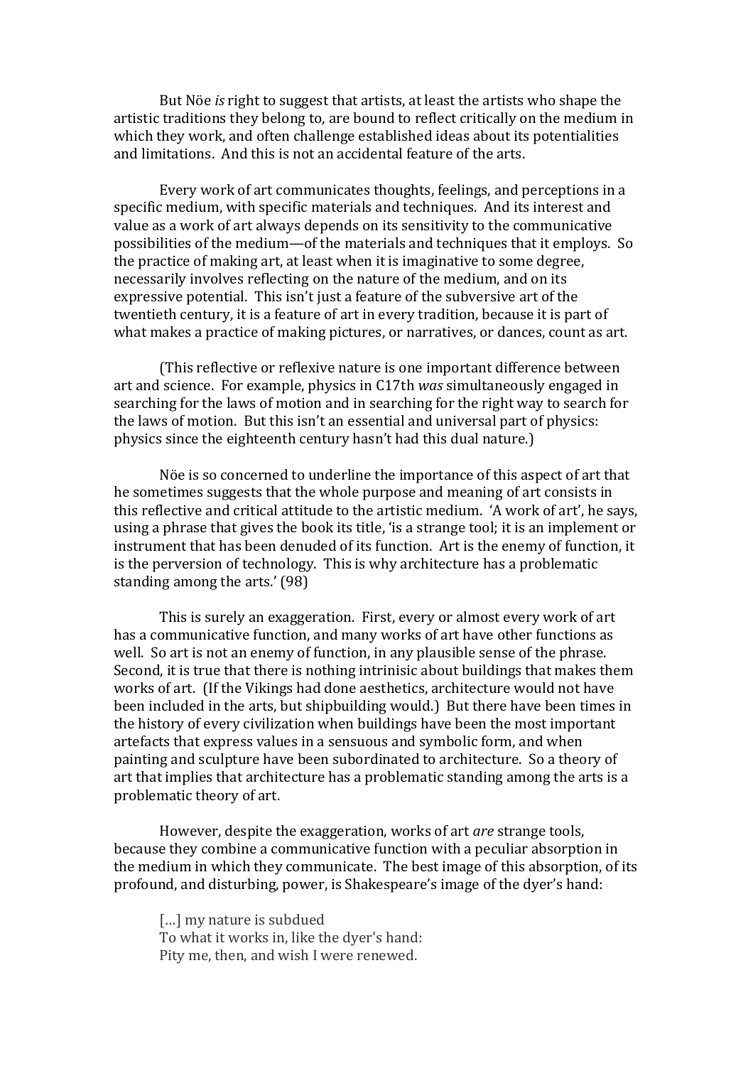But Nöe *is* right to suggest that artists, at least the artists who shape the artistic traditions they belong to, are bound to reflect critically on the medium in which they work, and often challenge established ideas about its potentialities and limitations. And this is not an accidental feature of the arts.

Every work of art communicates thoughts, feelings, and perceptions in a specific medium, with specific materials and techniques. And its interest and value as a work of art always depends on its sensitivity to the communicative possibilities of the medium—of the materials and techniques that it employs. So the practice of making art, at least when it is imaginative to some degree, necessarily involves reflecting on the nature of the medium, and on its expressive potential. This isn't just a feature of the subversive art of the twentieth century, it is a feature of art in every tradition, because it is part of what makes a practice of making pictures, or narratives, or dances, count as art.

(This reflective or reflexive nature is one important difference between art and science. For example, physics in C17th *was* simultaneously engaged in searching for the laws of motion and in searching for the right way to search for the laws of motion. But this isn't an essential and universal part of physics: physics since the eighteenth century hasn't had this dual nature.)

Nöe is so concerned to underline the importance of this aspect of art that he sometimes suggests that the whole purpose and meaning of art consists in this reflective and critical attitude to the artistic medium. 'A work of art', he says, using a phrase that gives the book its title, 'is a strange tool; it is an implement or instrument that has been denuded of its function. Art is the enemy of function, it is the perversion of technology. This is why architecture has a problematic standing among the arts.' (98)

This is surely an exaggeration. First, every or almost every work of art has a communicative function, and many works of art have other functions as well. So art is not an enemy of function, in any plausible sense of the phrase. Second, it is true that there is nothing intrinisic about buildings that makes them works of art. (If the Vikings had done aesthetics, architecture would not have been included in the arts, but shipbuilding would.) But there have been times in the history of every civilization when buildings have been the most important artefacts that express values in a sensuous and symbolic form, and when painting and sculpture have been subordinated to architecture. So a theory of art that implies that architecture has a problematic standing among the arts is a problematic theory of art.

However, despite the exaggeration, works of art *are* strange tools, because they combine a communicative function with a peculiar absorption in the medium in which they communicate. The best image of this absorption, of its profound, and disturbing, power, is Shakespeare's image of the dyer's hand:

> [...] my nature is subdued  
> To what it works in, like the dyer's hand:  
> Pity me, then, and wish I were renewed.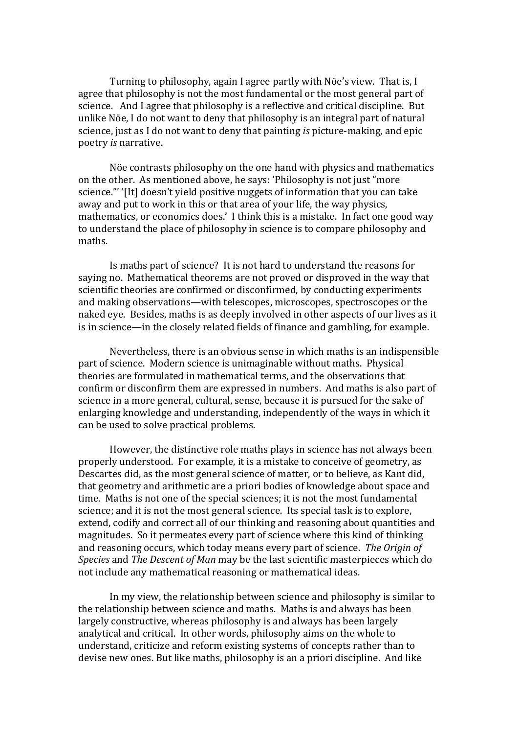Turning to philosophy, again I agree partly with Nöe's view. That is, I agree that philosophy is not the most fundamental or the most general part of science. And I agree that philosophy is a reflective and critical discipline. But unlike Nöe, I do not want to deny that philosophy is an integral part of natural science, just as I do not want to deny that painting *is* picture-making, and epic poetry *is* narrative.

Nöe contrasts philosophy on the one hand with physics and mathematics on the other. As mentioned above, he says: 'Philosophy is not just "more science."' '[It] doesn't yield positive nuggets of information that you can take away and put to work in this or that area of your life, the way physics, mathematics, or economics does.' I think this is a mistake. In fact one good way to understand the place of philosophy in science is to compare philosophy and maths.

Is maths part of science? It is not hard to understand the reasons for saying no. Mathematical theorems are not proved or disproved in the way that scientific theories are confirmed or disconfirmed, by conducting experiments and making observations—with telescopes, microscopes, spectroscopes or the naked eye. Besides, maths is as deeply involved in other aspects of our lives as it is in science—in the closely related fields of finance and gambling, for example.

Nevertheless, there is an obvious sense in which maths is an indispensible part of science. Modern science is unimaginable without maths. Physical theories are formulated in mathematical terms, and the observations that confirm or disconfirm them are expressed in numbers. And maths is also part of science in a more general, cultural, sense, because it is pursued for the sake of enlarging knowledge and understanding, independently of the ways in which it can be used to solve practical problems.

However, the distinctive role maths plays in science has not always been properly understood. For example, it is a mistake to conceive of geometry, as Descartes did, as the most general science of matter, or to believe, as Kant did, that geometry and arithmetic are a priori bodies of knowledge about space and time. Maths is not one of the special sciences; it is not the most fundamental science; and it is not the most general science. Its special task is to explore, extend, codify and correct all of our thinking and reasoning about quantities and magnitudes. So it permeates every part of science where this kind of thinking and reasoning occurs, which today means every part of science. *The Origin of Species* and *The Descent of Man* may be the last scientific masterpieces which do not include any mathematical reasoning or mathematical ideas.

In my view, the relationship between science and philosophy is similar to the relationship between science and maths. Maths is and always has been largely constructive, whereas philosophy is and always has been largely analytical and critical. In other words, philosophy aims on the whole to understand, criticize and reform existing systems of concepts rather than to devise new ones. But like maths, philosophy is an a priori discipline. And like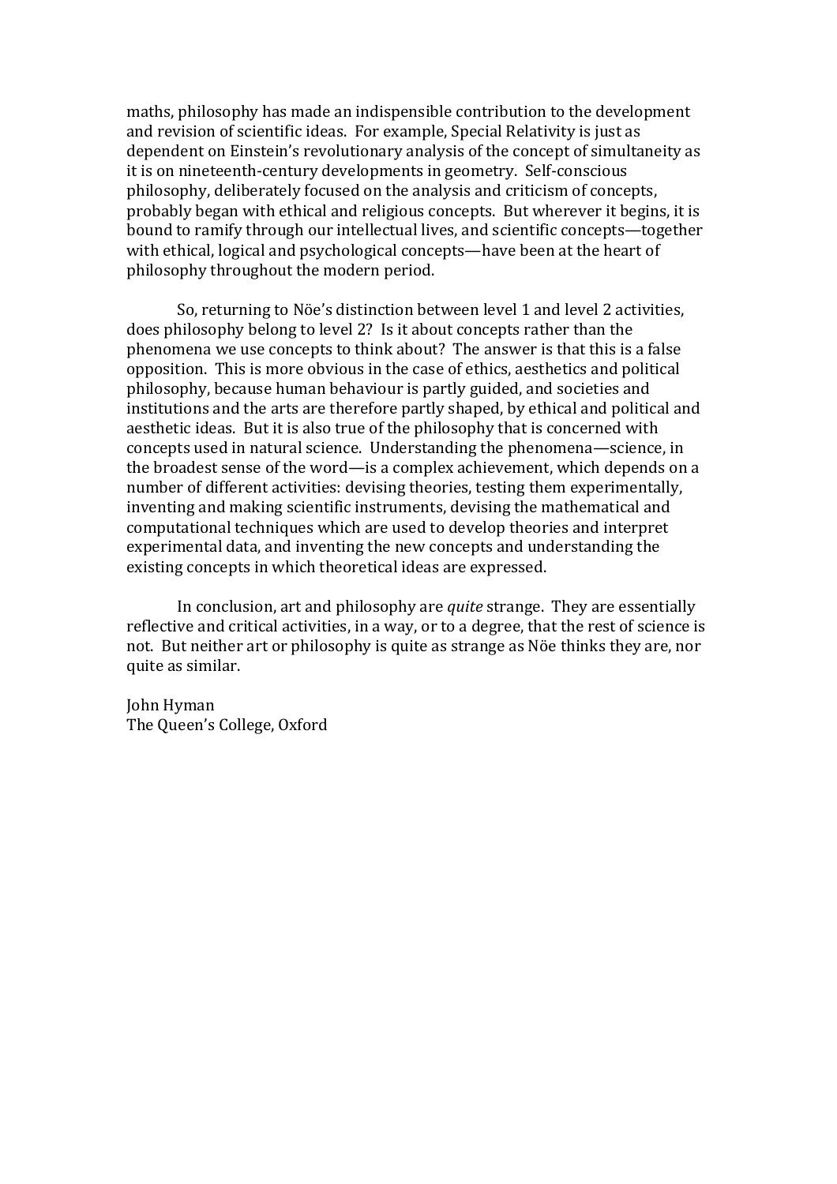maths, philosophy has made an indispensible contribution to the development and revision of scientific ideas. For example, Special Relativity is just as dependent on Einstein's revolutionary analysis of the concept of simultaneity as it is on nineteenth-century developments in geometry. Self-conscious philosophy, deliberately focused on the analysis and criticism of concepts, probably began with ethical and religious concepts. But wherever it begins, it is bound to ramify through our intellectual lives, and scientific concepts—together with ethical, logical and psychological concepts—have been at the heart of philosophy throughout the modern period.

So, returning to Nöe's distinction between level 1 and level 2 activities, does philosophy belong to level 2? Is it about concepts rather than the phenomena we use concepts to think about? The answer is that this is a false opposition. This is more obvious in the case of ethics, aesthetics and political philosophy, because human behaviour is partly guided, and societies and institutions and the arts are therefore partly shaped, by ethical and political and aesthetic ideas. But it is also true of the philosophy that is concerned with concepts used in natural science. Understanding the phenomena—science, in the broadest sense of the word—is a complex achievement, which depends on a number of different activities: devising theories, testing them experimentally, inventing and making scientific instruments, devising the mathematical and computational techniques which are used to develop theories and interpret experimental data, and inventing the new concepts and understanding the existing concepts in which theoretical ideas are expressed.

In conclusion, art and philosophy are *quite* strange. They are essentially reflective and critical activities, in a way, or to a degree, that the rest of science is not. But neither art or philosophy is quite as strange as Nöe thinks they are, nor quite as similar.

John Hyman
The Queen's College, Oxford